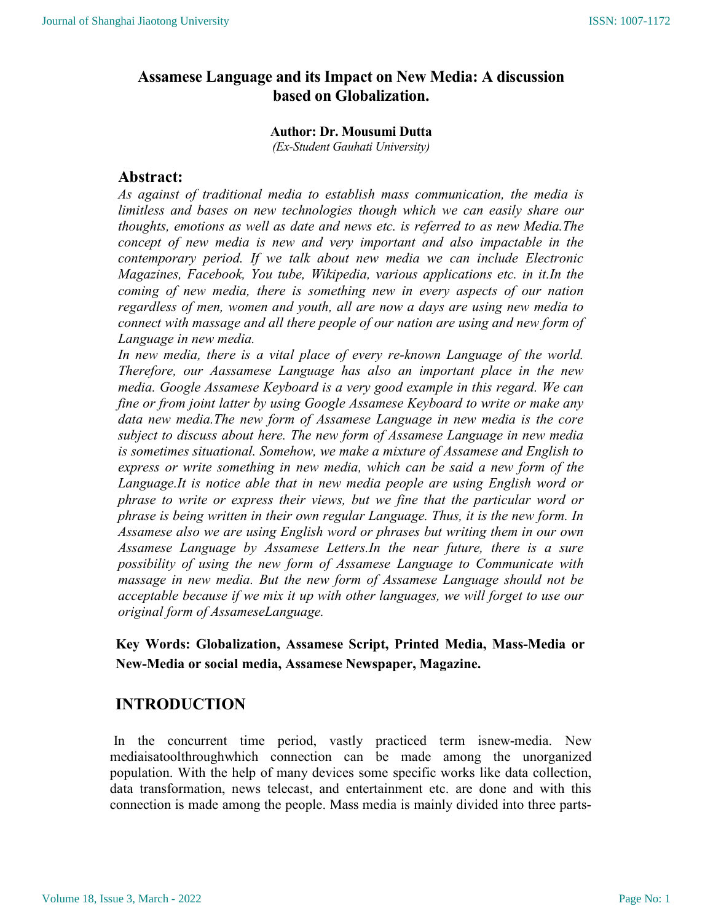# Assamese Language and its Impact on New Media: A discussion based on Globalization.

**Author: Dr. Mousumi Dutta**
*(Ex-Student Gauhati University)*

## Abstract:

*As against of traditional media to establish mass communication, the media is limitless and bases on new technologies though which we can easily share our thoughts, emotions as well as date and news etc. is referred to as new Media.The concept of new media is new and very important and also impactable in the contemporary period. If we talk about new media we can include Electronic Magazines, Facebook, You tube, Wikipedia, various applications etc. in it.In the coming of new media, there is something new in every aspects of our nation regardless of men, women and youth, all are now a days are using new media to connect with massage and all there people of our nation are using and new form of Language in new media.*

*In new media, there is a vital place of every re-known Language of the world. Therefore, our Aassamese Language has also an important place in the new media. Google Assamese Keyboard is a very good example in this regard. We can fine or from joint latter by using Google Assamese Keyboard to write or make any data new media.The new form of Assamese Language in new media is the core subject to discuss about here. The new form of Assamese Language in new media is sometimes situational. Somehow, we make a mixture of Assamese and English to express or write something in new media, which can be said a new form of the Language.It is notice able that in new media people are using English word or phrase to write or express their views, but we fine that the particular word or phrase is being written in their own regular Language. Thus, it is the new form. In Assamese also we are using English word or phrases but writing them in our own Assamese Language by Assamese Letters.In the near future, there is a sure possibility of using the new form of Assamese Language to Communicate with massage in new media. But the new form of Assamese Language should not be acceptable because if we mix it up with other languages, we will forget to use our original form of AssameseLanguage.*

**Key Words: Globalization, Assamese Script, Printed Media, Mass-Media or New-Media or social media, Assamese Newspaper, Magazine.**

## INTRODUCTION

In the concurrent time period, vastly practiced term isnew-media. New mediaisatoolthroughwhich connection can be made among the unorganized population. With the help of many devices some specific works like data collection, data transformation, news telecast, and entertainment etc. are done and with this connection is made among the people. Mass media is mainly divided into three parts-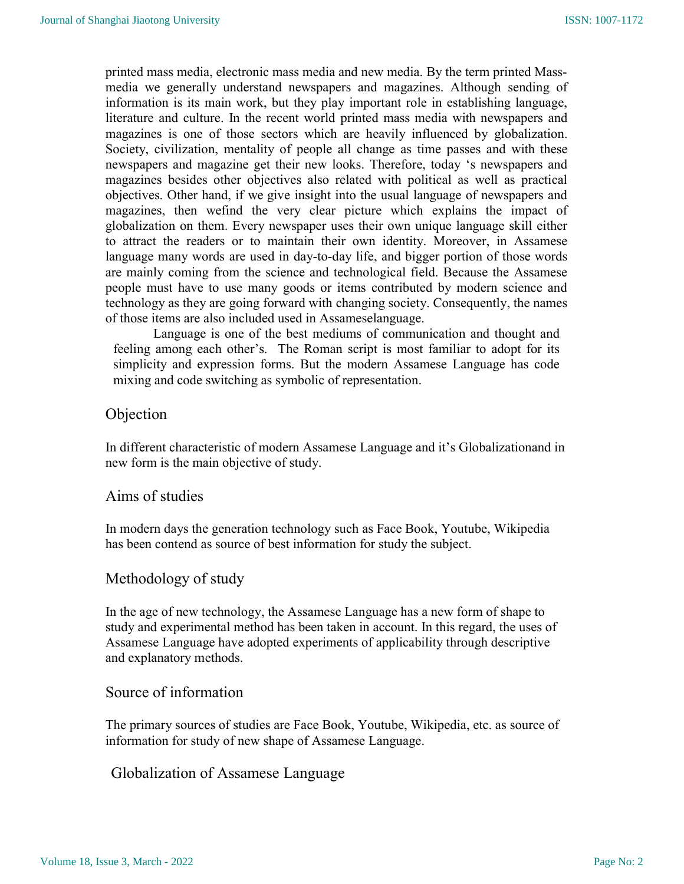printed mass media, electronic mass media and new media. By the term printed Mass-media we generally understand newspapers and magazines. Although sending of information is its main work, but they play important role in establishing language, literature and culture. In the recent world printed mass media with newspapers and magazines is one of those sectors which are heavily influenced by globalization. Society, civilization, mentality of people all change as time passes and with these newspapers and magazine get their new looks. Therefore, today 's newspapers and magazines besides other objectives also related with political as well as practical objectives. Other hand, if we give insight into the usual language of newspapers and magazines, then wefind the very clear picture which explains the impact of globalization on them. Every newspaper uses their own unique language skill either to attract the readers or to maintain their own identity. Moreover, in Assamese language many words are used in day-to-day life, and bigger portion of those words are mainly coming from the science and technological field. Because the Assamese people must have to use many goods or items contributed by modern science and technology as they are going forward with changing society. Consequently, the names of those items are also included used in Assameselanguage.

Language is one of the best mediums of communication and thought and feeling among each other's. The Roman script is most familiar to adopt for its simplicity and expression forms. But the modern Assamese Language has code mixing and code switching as symbolic of representation.

## Objection

In different characteristic of modern Assamese Language and it's Globalizationand in new form is the main objective of study.

## Aims of studies

In modern days the generation technology such as Face Book, Youtube, Wikipedia has been contend as source of best information for study the subject.

## Methodology of study

In the age of new technology, the Assamese Language has a new form of shape to study and experimental method has been taken in account. In this regard, the uses of Assamese Language have adopted experiments of applicability through descriptive and explanatory methods.

## Source of information

The primary sources of studies are Face Book, Youtube, Wikipedia, etc. as source of information for study of new shape of Assamese Language.

## Globalization of Assamese Language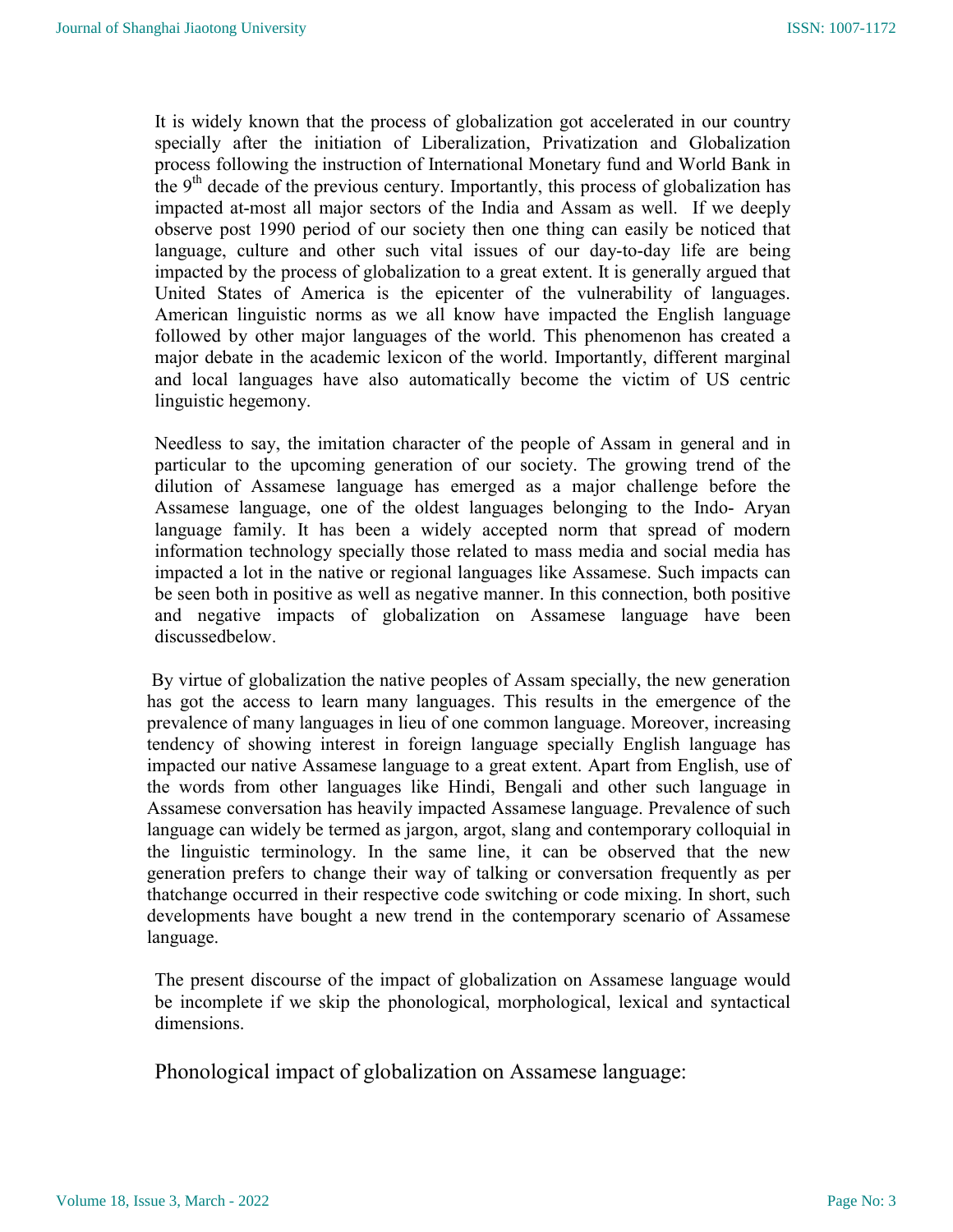It is widely known that the process of globalization got accelerated in our country specially after the initiation of Liberalization, Privatization and Globalization process following the instruction of International Monetary fund and World Bank in the 9th decade of the previous century. Importantly, this process of globalization has impacted at-most all major sectors of the India and Assam as well. If we deeply observe post 1990 period of our society then one thing can easily be noticed that language, culture and other such vital issues of our day-to-day life are being impacted by the process of globalization to a great extent. It is generally argued that United States of America is the epicenter of the vulnerability of languages. American linguistic norms as we all know have impacted the English language followed by other major languages of the world. This phenomenon has created a major debate in the academic lexicon of the world. Importantly, different marginal and local languages have also automatically become the victim of US centric linguistic hegemony.

Needless to say, the imitation character of the people of Assam in general and in particular to the upcoming generation of our society. The growing trend of the dilution of Assamese language has emerged as a major challenge before the Assamese language, one of the oldest languages belonging to the Indo- Aryan language family. It has been a widely accepted norm that spread of modern information technology specially those related to mass media and social media has impacted a lot in the native or regional languages like Assamese. Such impacts can be seen both in positive as well as negative manner. In this connection, both positive and negative impacts of globalization on Assamese language have been discussedbelow.

By virtue of globalization the native peoples of Assam specially, the new generation has got the access to learn many languages. This results in the emergence of the prevalence of many languages in lieu of one common language. Moreover, increasing tendency of showing interest in foreign language specially English language has impacted our native Assamese language to a great extent. Apart from English, use of the words from other languages like Hindi, Bengali and other such language in Assamese conversation has heavily impacted Assamese language. Prevalence of such language can widely be termed as jargon, argot, slang and contemporary colloquial in the linguistic terminology. In the same line, it can be observed that the new generation prefers to change their way of talking or conversation frequently as per thatchange occurred in their respective code switching or code mixing. In short, such developments have bought a new trend in the contemporary scenario of Assamese language.

The present discourse of the impact of globalization on Assamese language would be incomplete if we skip the phonological, morphological, lexical and syntactical dimensions.

## Phonological impact of globalization on Assamese language: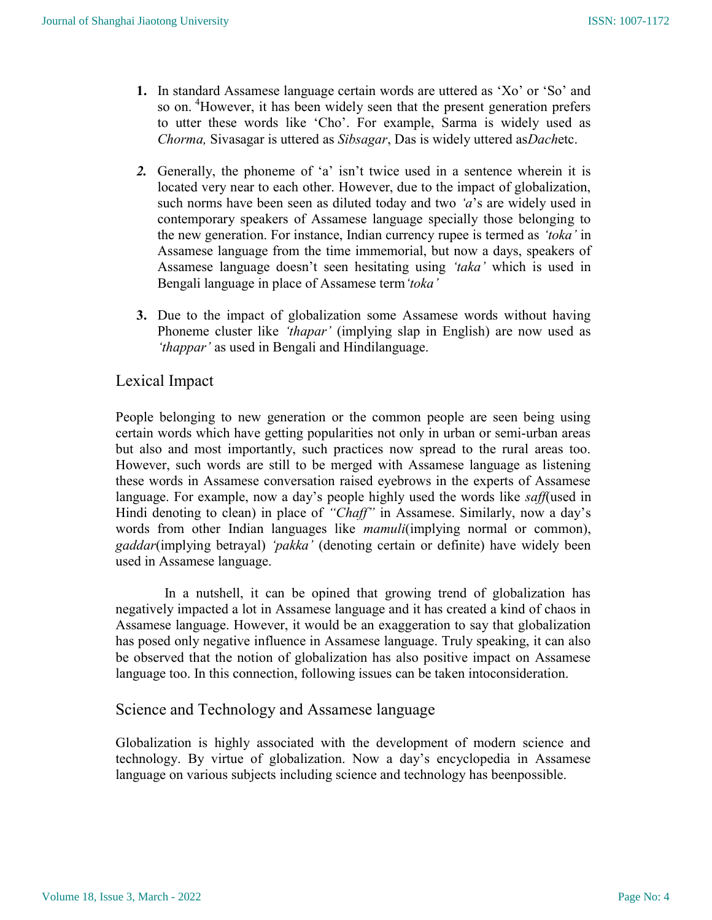1. In standard Assamese language certain words are uttered as 'Xo' or 'So' and so on. [4]However, it has been widely seen that the present generation prefers to utter these words like 'Cho'. For example, Sarma is widely used as *Chorma,* Sivasagar is uttered as *Sibsagar*, Das is widely uttered as*Dach*etc.

2. Generally, the phoneme of 'a' isn't twice used in a sentence wherein it is located very near to each other. However, due to the impact of globalization, such norms have been seen as diluted today and two *'a*'s are widely used in contemporary speakers of Assamese language specially those belonging to the new generation. For instance, Indian currency rupee is termed as *'toka'* in Assamese language from the time immemorial, but now a days, speakers of Assamese language doesn't seen hesitating using *'taka'* which is used in Bengali language in place of Assamese term*'toka'*

3. Due to the impact of globalization some Assamese words without having Phoneme cluster like *'thapar'* (implying slap in English) are now used as *'thappar'* as used in Bengali and Hindilanguage.

## Lexical Impact

People belonging to new generation or the common people are seen being using certain words which have getting popularities not only in urban or semi-urban areas but also and most importantly, such practices now spread to the rural areas too. However, such words are still to be merged with Assamese language as listening these words in Assamese conversation raised eyebrows in the experts of Assamese language. For example, now a day's people highly used the words like *saff*(used in Hindi denoting to clean) in place of *"Chaff"* in Assamese. Similarly, now a day's words from other Indian languages like *mamuli*(implying normal or common), *gaddar*(implying betrayal) *'pakka'* (denoting certain or definite) have widely been used in Assamese language.

In a nutshell, it can be opined that growing trend of globalization has negatively impacted a lot in Assamese language and it has created a kind of chaos in Assamese language. However, it would be an exaggeration to say that globalization has posed only negative influence in Assamese language. Truly speaking, it can also be observed that the notion of globalization has also positive impact on Assamese language too. In this connection, following issues can be taken intoconsideration.

## Science and Technology and Assamese language

Globalization is highly associated with the development of modern science and technology. By virtue of globalization. Now a day's encyclopedia in Assamese language on various subjects including science and technology has beenpossible.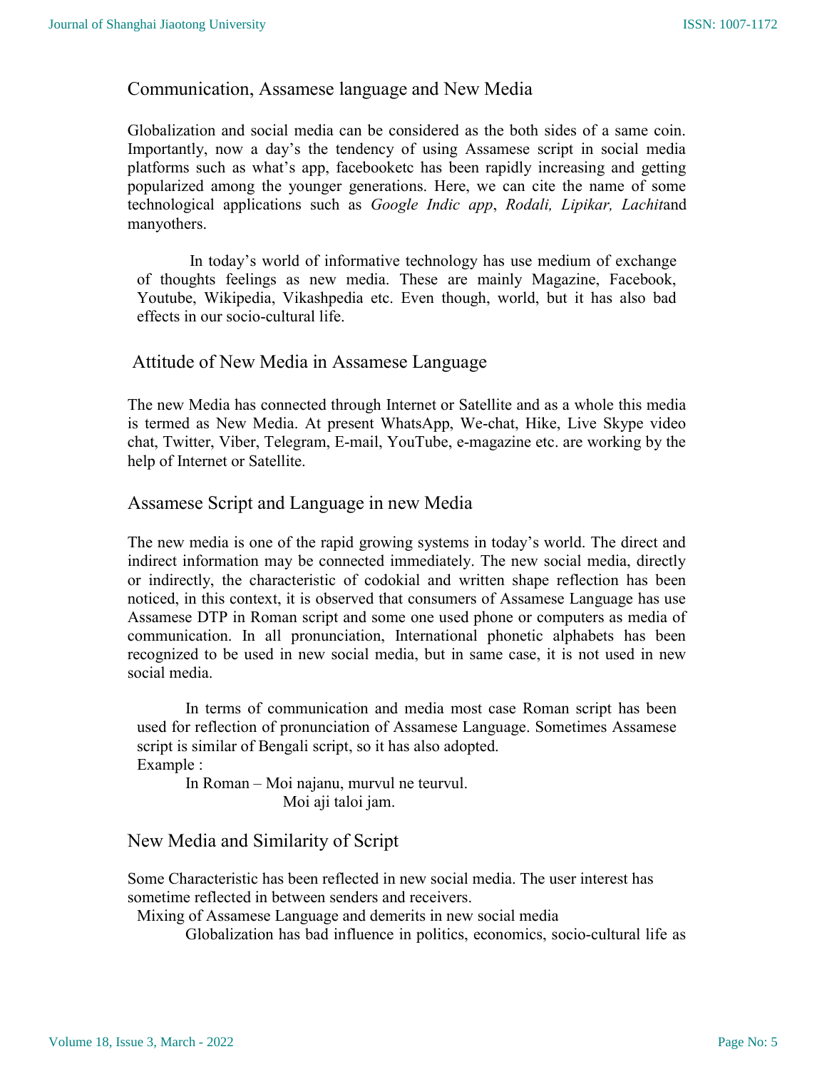## Communication, Assamese language and New Media

Globalization and social media can be considered as the both sides of a same coin. Importantly, now a day's the tendency of using Assamese script in social media platforms such as what's app, facebooketc has been rapidly increasing and getting popularized among the younger generations. Here, we can cite the name of some technological applications such as *Google Indic app*, *Rodali, Lipikar, Lachit*and manyothers.

> In today's world of informative technology has use medium of exchange of thoughts feelings as new media. These are mainly Magazine, Facebook, Youtube, Wikipedia, Vikashpedia etc. Even though, world, but it has also bad effects in our socio-cultural life.

## Attitude of New Media in Assamese Language

The new Media has connected through Internet or Satellite and as a whole this media is termed as New Media. At present WhatsApp, We-chat, Hike, Live Skype video chat, Twitter, Viber, Telegram, E-mail, YouTube, e-magazine etc. are working by the help of Internet or Satellite.

## Assamese Script and Language in new Media

The new media is one of the rapid growing systems in today's world. The direct and indirect information may be connected immediately. The new social media, directly or indirectly, the characteristic of codokial and written shape reflection has been noticed, in this context, it is observed that consumers of Assamese Language has use Assamese DTP in Roman script and some one used phone or computers as media of communication. In all pronunciation, International phonetic alphabets has been recognized to be used in new social media, but in same case, it is not used in new social media.

> In terms of communication and media most case Roman script has been used for reflection of pronunciation of Assamese Language. Sometimes Assamese script is similar of Bengali script, so it has also adopted.
>
> Example :
>
> In Roman – Moi najanu, murvul ne teurvul.
>
> Moi aji taloi jam.

## New Media and Similarity of Script

Some Characteristic has been reflected in new social media. The user interest has sometime reflected in between senders and receivers.

Mixing of Assamese Language and demerits in new social media

Globalization has bad influence in politics, economics, socio-cultural life as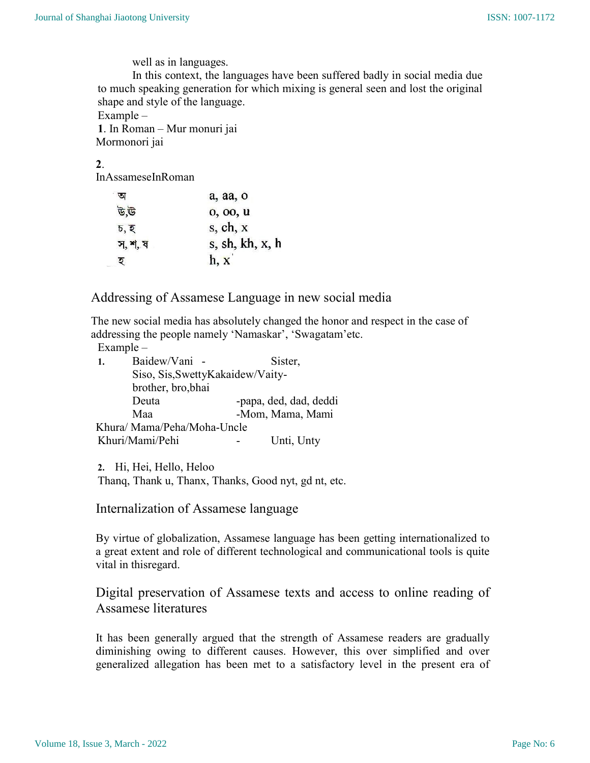well as in languages.

In this context, the languages have been suffered badly in social media due to much speaking generation for which mixing is general seen and lost the original shape and style of the language.

Example –

**1**. In Roman – Mur monuri jai
Mormonori jai

**2**.
InAssameseInRoman

| | |
|---|---|
| অ | a, aa, o |
| উ,ঊ | o, oo, u |
| চ, হ | s, ch, x |
| স, শ, ষ | s, sh, kh, x, h |
| হ | h, x |

## Addressing of Assamese Language in new social media

The new social media has absolutely changed the honor and respect in the case of addressing the people namely 'Namaskar', 'Swagatam'etc.

Example –

**1.** Baidew/Vani - Sister, Siso, Sis,SwettyKakaidew/Vaity- brother, bro,bhai
Deuta -papa, ded, dad, deddi
Maa -Mom, Mama, Mami
Khura/ Mama/Peha/Moha-Uncle
Khuri/Mami/Pehi - Unti, Unty

**2.** Hi, Hei, Hello, Heloo
Thanq, Thank u, Thanx, Thanks, Good nyt, gd nt, etc.

## Internalization of Assamese language

By virtue of globalization, Assamese language has been getting internationalized to a great extent and role of different technological and communicational tools is quite vital in thisregard.

## Digital preservation of Assamese texts and access to online reading of Assamese literatures

It has been generally argued that the strength of Assamese readers are gradually diminishing owing to different causes. However, this over simplified and over generalized allegation has been met to a satisfactory level in the present era of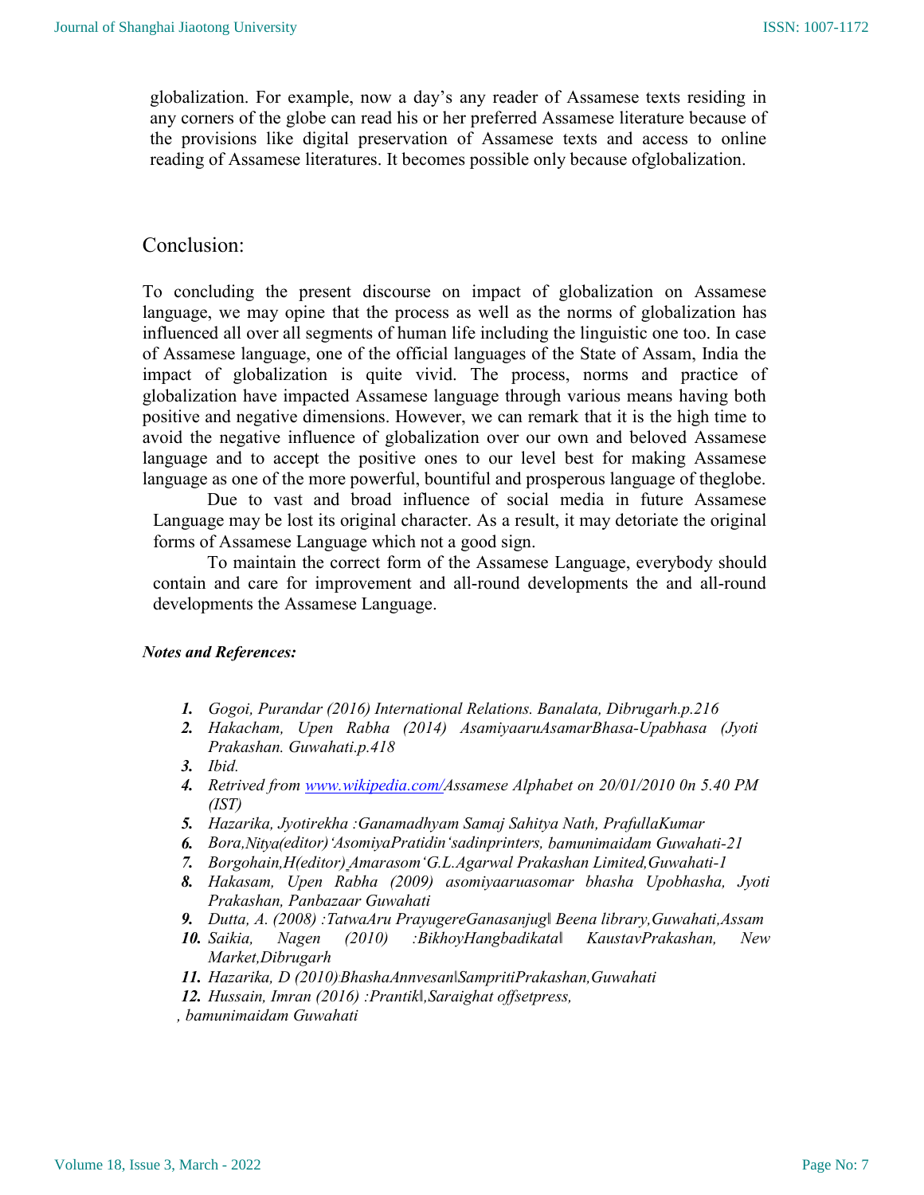globalization. For example, now a day's any reader of Assamese texts residing in any corners of the globe can read his or her preferred Assamese literature because of the provisions like digital preservation of Assamese texts and access to online reading of Assamese literatures. It becomes possible only because ofglobalization.

## Conclusion:

To concluding the present discourse on impact of globalization on Assamese language, we may opine that the process as well as the norms of globalization has influenced all over all segments of human life including the linguistic one too. In case of Assamese language, one of the official languages of the State of Assam, India the impact of globalization is quite vivid. The process, norms and practice of globalization have impacted Assamese language through various means having both positive and negative dimensions. However, we can remark that it is the high time to avoid the negative influence of globalization over our own and beloved Assamese language and to accept the positive ones to our level best for making Assamese language as one of the more powerful, bountiful and prosperous language of theglobe.

Due to vast and broad influence of social media in future Assamese Language may be lost its original character. As a result, it may detoriate the original forms of Assamese Language which not a good sign.

To maintain the correct form of the Assamese Language, everybody should contain and care for improvement and all-round developments the and all-round developments the Assamese Language.

***Notes and References:***

1. *Gogoi, Purandar (2016) International Relations. Banalata, Dibrugarh.p.216*
2. *Hakacham, Upen Rabha (2014) AsamiyaaruAsamarBhasa-Upabhasa (Jyoti Prakashan. Guwahati.p.418*
3. *Ibid.*
4. *Retrived from www.wikipedia.com/Assamese Alphabet on 20/01/2010 0n 5.40 PM (IST)*
5. *Hazarika, Jyotirekha :Ganamadhyam Samaj Sahitya Nath, PrafullaKumar*
6. *Bora,Nitya(editor)'AsomiyaPratidin'sadinprinters, bamunimaidam Guwahati-21*
7. *Borgohain,H(editor) Amarasom'G.L.Agarwal Prakashan Limited,Guwahati-1*
8. *Hakasam, Upen Rabha (2009) asomiyaaruasomar bhasha Upobhasha, Jyoti Prakashan, Panbazaar Guwahati*
9. *Dutta, A. (2008) :TatwaAru PrayugereGanasanjug‖ Beena library,Guwahati,Assam*
10. *Saikia, Nagen (2010) :BikhoyHangbadikata‖ KaustavPrakashan, New Market,Dibrugarh*
11. *Hazarika, D (2010)BhashaAnnvesan‖SampritiPrakashan,Guwahati*
12. *Hussain, Imran (2016) :Prantik‖,Saraighat offsetpress, , bamunimaidam Guwahati*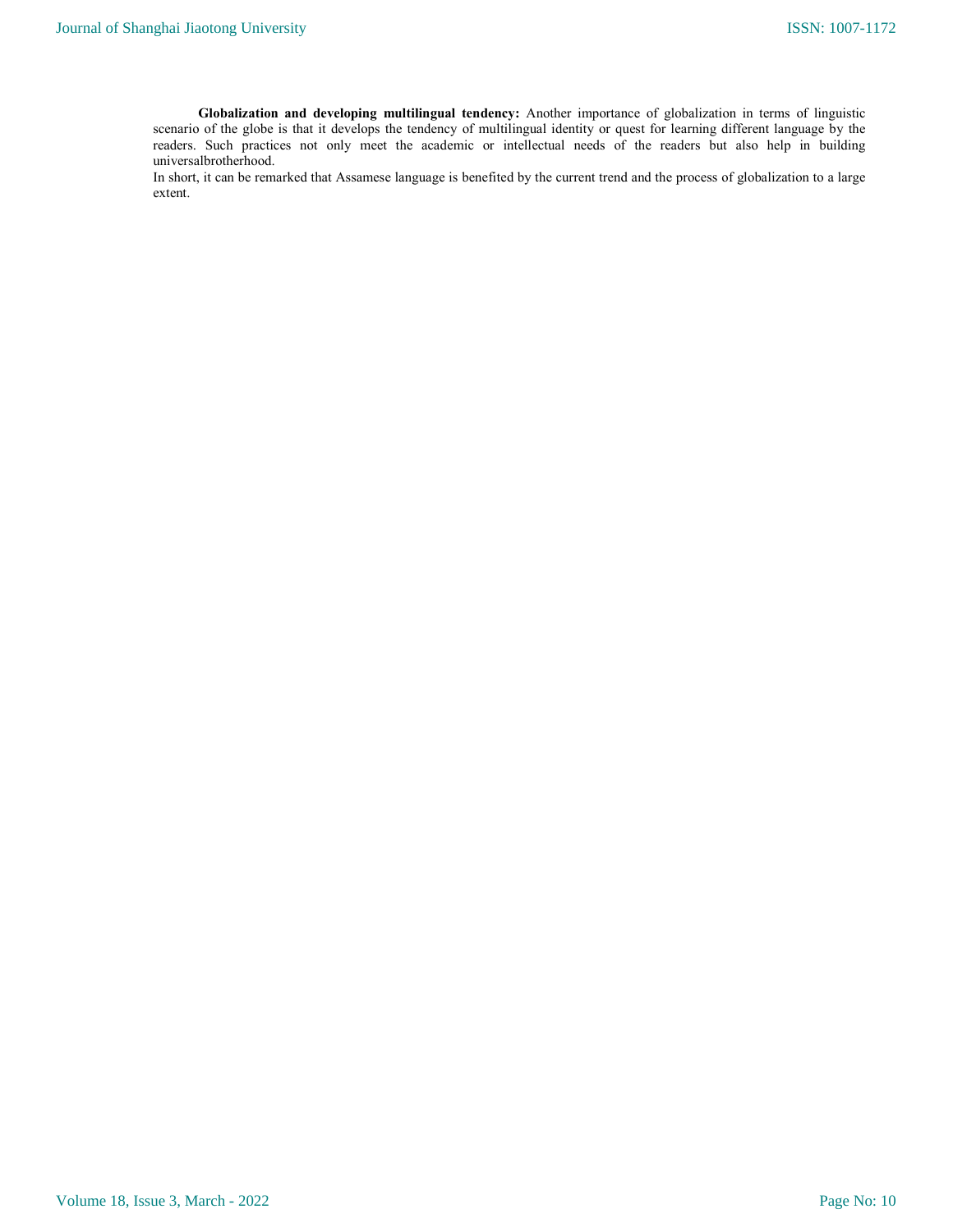**Globalization and developing multilingual tendency:** Another importance of globalization in terms of linguistic scenario of the globe is that it develops the tendency of multilingual identity or quest for learning different language by the readers. Such practices not only meet the academic or intellectual needs of the readers but also help in building universalbrotherhood.

In short, it can be remarked that Assamese language is benefited by the current trend and the process of globalization to a large extent.